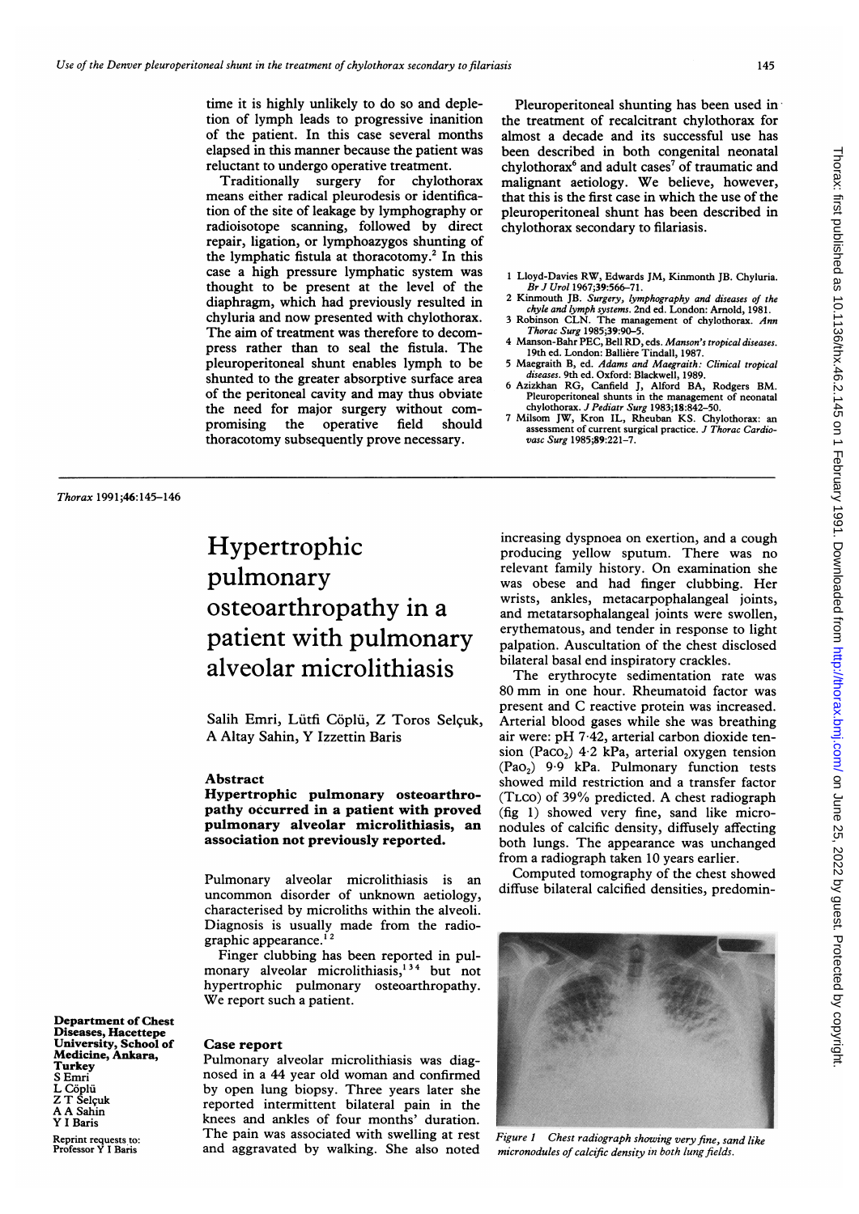time it is highly unlikely to do so and depletion of lymph leads to progressive inanition of the patient. In this case several months elapsed in this manner because the patient was reluctant to undergo operative treatment.

Traditionally surgery for chylothorax means either radical pleurodesis or identification of the site of leakage by lymphography or radioisotope scanning, followed by direct repair, ligation, or lymphoazygos shunting of the lymphatic fistula at thoracotomy.[2] In this case a high pressure lymphatic system was thought to be present at the level of the diaphragm, which had previously resulted in chyluria and now presented with chylothorax. The aim of treatment was therefore to decompress rather than to seal the fistula. The pleuroperitoneal shunt enables lymph to be shunted to the greater absorptive surface area of the peritoneal cavity and may thus obviate the need for major surgery without compromising the operative field should thoracotomy subsequently prove necessary.

Pleuroperitoneal shunting has been used in the treatment of recalcitrant chylothorax for almost a decade and its successful use has been described in both congenital neonatal chylothorax[6] and adult cases[7] of traumatic and malignant aetiology. We believe, however, that this is the first case in which the use of the pleuroperitoneal shunt has been described in chylothorax secondary to filariasis.

1 Lloyd-Davies RW, Edwards JM, Kinmonth JB. Chyluria. *Br J Urol* 1967;39:566–71.
2 Kinmouth JB. *Surgery, lymphography and diseases of the chyle and lymph systems.* 2nd ed. London: Arnold, 1981.
3 Robinson CLN. The management of chylothorax. *Ann Thorac Surg* 1985;39:90–5.
4 Manson-Bahr PEC, Bell RD, eds. *Manson's tropical diseases.* 19th ed. London: Ballière Tindall, 1987.
5 Maegraith B, ed. *Adams and Maegraith: Clinical tropical diseases.* 9th ed. Oxford: Blackwell, 1989.
6 Azizkhan RG, Canfield J, Alford BA, Rodgers BM. Pleuroperitoneal shunts in the management of neonatal chylothorax. *J Pediatr Surg* 1983;18:842–50.
7 Milsom JW, Kron IL, Rheuban KS. Chylothorax: an assessment of current surgical practice. *J Thorac Cardiovasc Surg* 1985;89:221–7.

---

*Thorax* 1991;46:145–146

# Hypertrophic pulmonary osteoarthropathy in a patient with pulmonary alveolar microlithiasis

Salih Emri, Lütfi Çöplü, Z Toros Selçuk, A Altay Sahin, Y Izzettin Baris

**Department of Chest Diseases, Hacettepe University, School of Medicine, Ankara, Turkey**
S Emri
L Çöplü
Z T Selçuk
A A Sahin
Y I Baris

Reprint requests to: Professor Y I Baris

## Abstract

**Hypertrophic pulmonary osteoarthropathy occurred in a patient with proved pulmonary alveolar microlithiasis, an association not previously reported.**

Pulmonary alveolar microlithiasis is an uncommon disorder of unknown aetiology, characterised by microliths within the alveoli. Diagnosis is usually made from the radiographic appearance.[1,2]

Finger clubbing has been reported in pulmonary alveolar microlithiasis,[1,3,4] but not hypertrophic pulmonary osteoarthropathy. We report such a patient.

## Case report

Pulmonary alveolar microlithiasis was diagnosed in a 44 year old woman and confirmed by open lung biopsy. Three years later she reported intermittent bilateral pain in the knees and ankles of four months' duration. The pain was associated with swelling at rest and aggravated by walking. She also noted increasing dyspnoea on exertion, and a cough producing yellow sputum. There was no relevant family history. On examination she was obese and had finger clubbing. Her wrists, ankles, metacarpophalangeal joints, and metatarsophalangeal joints were swollen, erythematous, and tender in response to light palpation. Auscultation of the chest disclosed bilateral basal end inspiratory crackles.

The erythrocyte sedimentation rate was 80 mm in one hour. Rheumatoid factor was present and C reactive protein was increased. Arterial blood gases while she was breathing air were: pH 7·42, arterial carbon dioxide tension ($Paco_2$) 4·2 kPa, arterial oxygen tension ($Pao_2$) 9·9 kPa. Pulmonary function tests showed mild restriction and a transfer factor (TLco) of 39% predicted. A chest radiograph (fig 1) showed very fine, sand like micronodules of calcific density, diffusely affecting both lungs. The appearance was unchanged from a radiograph taken 10 years earlier.

Computed tomography of the chest showed diffuse bilateral calcified densities, predomin-

*Figure 1 Chest radiograph showing very fine, sand like micronodules of calcific density in both lung fields.*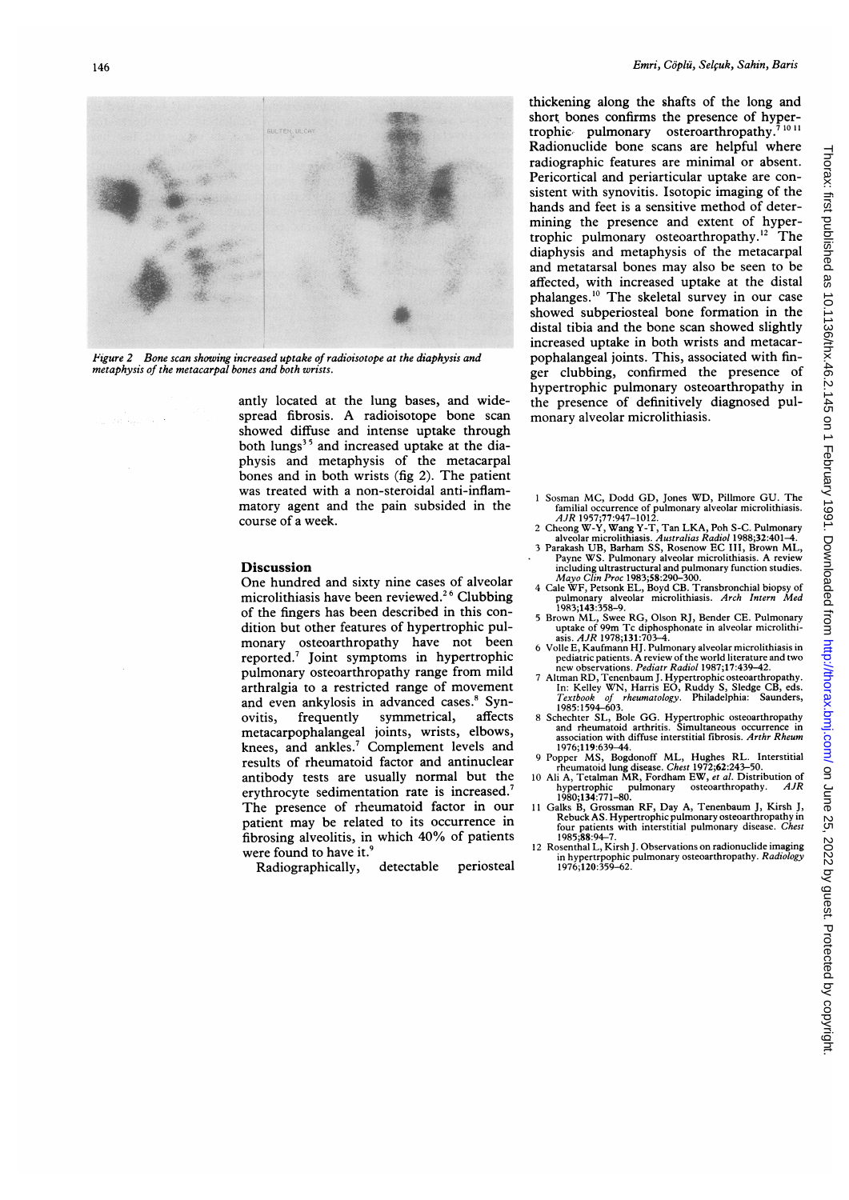Figure 2 Bone scan showing increased uptake of radioisotope at the diaphysis and metaphysis of the metacarpal bones and both wrists.

antly located at the lung bases, and widespread fibrosis. A radioisotope bone scan showed diffuse and intense uptake through both lungs[3 5] and increased uptake at the diaphysis and metaphysis of the metacarpal bones and in both wrists (fig 2). The patient was treated with a non-steroidal anti-inflammatory agent and the pain subsided in the course of a week.

## Discussion

One hundred and sixty nine cases of alveolar microlithiasis have been reviewed.[2 6] Clubbing of the fingers has been described in this condition but other features of hypertrophic pulmonary osteoarthropathy have not been reported.[7] Joint symptoms in hypertrophic pulmonary osteoarthropathy range from mild arthralgia to a restricted range of movement and even ankylosis in advanced cases.[8] Synovitis, frequently symmetrical, affects metacarpophalangeal joints, wrists, elbows, knees, and ankles.[7] Complement levels and results of rheumatoid factor and antinuclear antibody tests are usually normal but the erythrocyte sedimentation rate is increased.[7] The presence of rheumatoid factor in our patient may be related to its occurrence in fibrosing alveolitis, in which 40% of patients were found to have it.[9]

Radiographically, detectable periosteal thickening along the shafts of the long and short bones confirms the presence of hypertrophic pulmonary osteoarthropathy.[7 10 11] Radionuclide bone scans are helpful where radiographic features are minimal or absent. Pericortical and periarticular uptake are consistent with synovitis. Isotopic imaging of the hands and feet is a sensitive method of determining the presence and extent of hypertrophic pulmonary osteoarthropathy.[12] The diaphysis and metaphysis of the metacarpal and metatarsal bones may also be seen to be affected, with increased uptake at the distal phalanges.[10] The skeletal survey in our case showed subperiosteal bone formation in the distal tibia and the bone scan showed slightly increased uptake in both wrists and metacarpophalangeal joints. This, associated with finger clubbing, confirmed the presence of hypertrophic pulmonary osteoarthropathy in the presence of definitively diagnosed pulmonary alveolar microlithiasis.

1 Sosman MC, Dodd GD, Jones WD, Pillmore GU. The familial occurrence of pulmonary alveolar microlithiasis. *AJR* 1957;77:947–1012.
2 Cheong W-Y, Wang Y-T, Tan LKA, Poh S-C. Pulmonary alveolar microlithiasis. *Australias Radiol* 1988;32:401–4.
3 Parakash UB, Barham SS, Rosenow EC III, Brown ML, Payne WS. Pulmonary alveolar microlithiasis. A review including ultrastructural and pulmonary function studies. *Mayo Clin Proc* 1983;58:290–300.
4 Cale WF, Petsonk EL, Boyd CB. Transbronchial biopsy of pulmonary alveolar microlithiasis. *Arch Intern Med* 1983;143:358–9.
5 Brown ML, Swee RG, Olson RJ, Bender CE. Pulmonary uptake of 99m Tc diphosphonate in alveolar microlithiasis. *AJR* 1978;131:703–4.
6 Volle E, Kaufmann HJ. Pulmonary alveolar microlithiasis in pediatric patients. A review of the world literature and two new observations. *Pediatr Radiol* 1987;17:439–42.
7 Altman RD, Tenenbaum J. Hypertrophic osteoarthropathy. In: Kelley WN, Harris EO, Ruddy S, Sledge CB, eds. *Textbook of rheumatology*. Philadelphia: Saunders, 1985:1594–603.
8 Schechter SL, Bole GG. Hypertrophic osteoarthropathy and rheumatoid arthritis. Simultaneous occurrence in association with diffuse interstitial fibrosis. *Arthr Rheum* 1976;119:639–44.
9 Popper MS, Bogdonoff ML, Hughes RL. Interstitial rheumatoid lung disease. *Chest* 1972;62:243–50.
10 Ali A, Tetalman MR, Fordham EW, *et al*. Distribution of hypertrophic pulmonary osteoarthropathy. *AJR* 1980;134:771–80.
11 Galks B, Grossman RF, Day A, Tenenbaum J, Kirsh J, Rebuck AS. Hypertrophic pulmonary osteoarthropathy in four patients with interstitial pulmonary disease. *Chest* 1985;88:94–7.
12 Rosenthal L, Kirsh J. Observations on radionuclide imaging in hypertrpophic pulmonary osteoarthropathy. *Radiology* 1976;120:359–62.